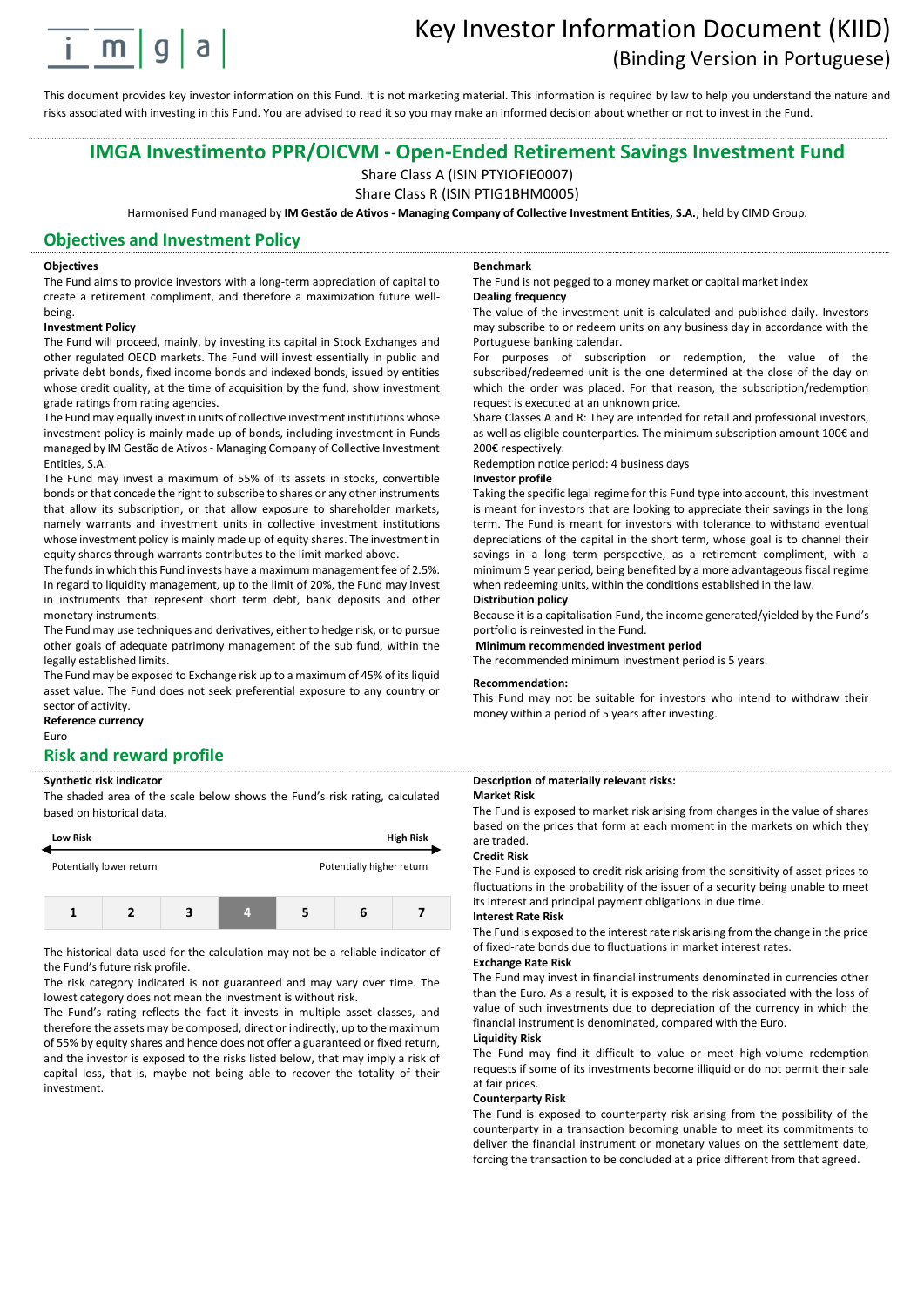# Key Investor Information Document (KIID)

## (Binding Version in Portuguese)

This document provides key investor information on this Fund. It is not marketing material. This information is required by law to help you understand the nature and risks associated with investing in this Fund. You are advised to read it so you may make an informed decision about whether or not to invest in the Fund.

## IMGA Investimento PPR/OICVM - Open-Ended Retirement Savings Investment Fund

Share Class A (ISIN PTYIOFIE0007)

Share Class R (ISIN PTIG1BHM0005)

Harmonised Fund managed by **IM Gestão de Ativos - Managing Company of Collective Investment Entities, S.A.**, held by CIMD Group.

## Objectives and Investment Policy

**Objectives**

The Fund aims to provide investors with a long-term appreciation of capital to create a retirement compliment, and therefore a maximization future well-being.

**Investment Policy**

The Fund will proceed, mainly, by investing its capital in Stock Exchanges and other regulated OECD markets. The Fund will invest essentially in public and private debt bonds, fixed income bonds and indexed bonds, issued by entities whose credit quality, at the time of acquisition by the fund, show investment grade ratings from rating agencies.

The Fund may equally invest in units of collective investment institutions whose investment policy is mainly made up of bonds, including investment in Funds managed by IM Gestão de Ativos - Managing Company of Collective Investment Entities, S.A.

The Fund may invest a maximum of 55% of its assets in stocks, convertible bonds or that concede the right to subscribe to shares or any other instruments that allow its subscription, or that allow exposure to shareholder markets, namely warrants and investment units in collective investment institutions whose investment policy is mainly made up of equity shares. The investment in equity shares through warrants contributes to the limit marked above.

The funds in which this Fund invests have a maximum management fee of 2.5%. In regard to liquidity management, up to the limit of 20%, the Fund may invest in instruments that represent short term debt, bank deposits and other monetary instruments.

The Fund may use techniques and derivatives, either to hedge risk, or to pursue other goals of adequate patrimony management of the sub fund, within the legally established limits.

The Fund may be exposed to Exchange risk up to a maximum of 45% of its liquid asset value. The Fund does not seek preferential exposure to any country or sector of activity.

**Reference currency**

Euro

**Benchmark**

The Fund is not pegged to a money market or capital market index

**Dealing frequency**

The value of the investment unit is calculated and published daily. Investors may subscribe to or redeem units on any business day in accordance with the Portuguese banking calendar.

For purposes of subscription or redemption, the value of the subscribed/redeemed unit is the one determined at the close of the day on which the order was placed. For that reason, the subscription/redemption request is executed at an unknown price.

Share Classes A and R: They are intended for retail and professional investors, as well as eligible counterparties. The minimum subscription amount 100€ and 200€ respectively.

Redemption notice period: 4 business days

**Investor profile**

Taking the specific legal regime for this Fund type into account, this investment is meant for investors that are looking to appreciate their savings in the long term. The Fund is meant for investors with tolerance to withstand eventual depreciations of the capital in the short term, whose goal is to channel their savings in a long term perspective, as a retirement compliment, with a minimum 5 year period, being benefited by a more advantageous fiscal regime when redeeming units, within the conditions established in the law.

**Distribution policy**

Because it is a capitalisation Fund, the income generated/yielded by the Fund's portfolio is reinvested in the Fund.

**Minimum recommended investment period**

The recommended minimum investment period is 5 years.

**Recommendation:**

This Fund may not be suitable for investors who intend to withdraw their money within a period of 5 years after investing.

## Risk and reward profile

**Synthetic risk indicator**

The shaded area of the scale below shows the Fund's risk rating, calculated based on historical data.

**Low Risk** ← → **High Risk**

Potentially lower return — Potentially higher return

| 1 | 2 | 3 | **4** | 5 | 6 | 7 |
|---|---|---|---|---|---|---|

The historical data used for the calculation may not be a reliable indicator of the Fund's future risk profile.

The risk category indicated is not guaranteed and may vary over time. The lowest category does not mean the investment is without risk.

The Fund's rating reflects the fact it invests in multiple asset classes, and therefore the assets may be composed, direct or indirectly, up to the maximum of 55% by equity shares and hence does not offer a guaranteed or fixed return, and the investor is exposed to the risks listed below, that may imply a risk of capital loss, that is, maybe not being able to recover the totality of their investment.

**Description of materially relevant risks:**

**Market Risk**

The Fund is exposed to market risk arising from changes in the value of shares based on the prices that form at each moment in the markets on which they are traded.

**Credit Risk**

The Fund is exposed to credit risk arising from the sensitivity of asset prices to fluctuations in the probability of the issuer of a security being unable to meet its interest and principal payment obligations in due time.

**Interest Rate Risk**

The Fund is exposed to the interest rate risk arising from the change in the price of fixed-rate bonds due to fluctuations in market interest rates.

**Exchange Rate Risk**

The Fund may invest in financial instruments denominated in currencies other than the Euro. As a result, it is exposed to the risk associated with the loss of value of such investments due to depreciation of the currency in which the financial instrument is denominated, compared with the Euro.

**Liquidity Risk**

The Fund may find it difficult to value or meet high-volume redemption requests if some of its investments become illiquid or do not permit their sale at fair prices.

**Counterparty Risk**

The Fund is exposed to counterparty risk arising from the possibility of the counterparty in a transaction becoming unable to meet its commitments to deliver the financial instrument or monetary values on the settlement date, forcing the transaction to be concluded at a price different from that agreed.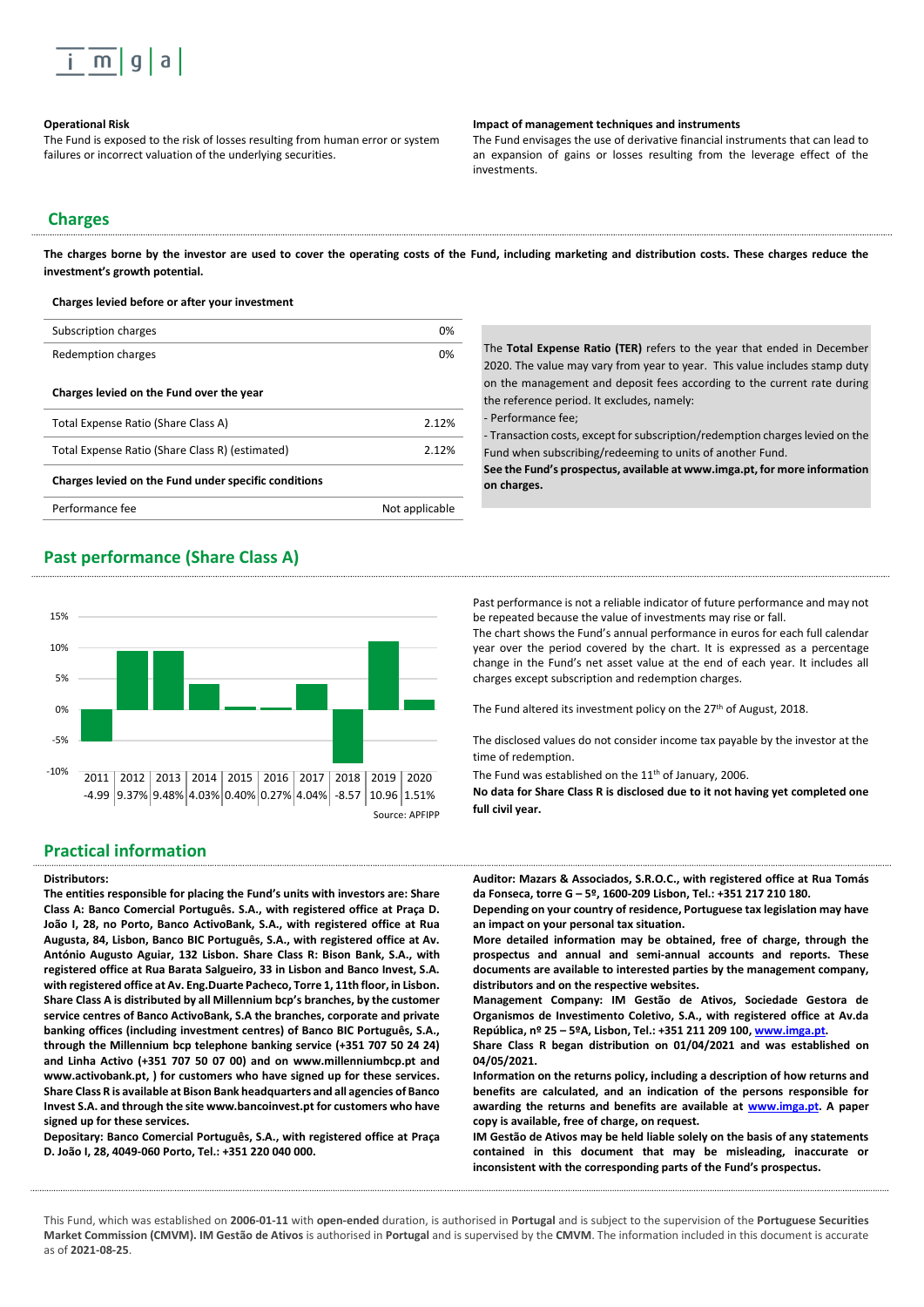**Operational Risk**
The Fund is exposed to the risk of losses resulting from human error or system failures or incorrect valuation of the underlying securities.

**Impact of management techniques and instruments**
The Fund envisages the use of derivative financial instruments that can lead to an expansion of gains or losses resulting from the leverage effect of the investments.

## Charges

**The charges borne by the investor are used to cover the operating costs of the Fund, including marketing and distribution costs. These charges reduce the investment's growth potential.**

| **Charges levied before or after your investment** | |
|---|---|
| Subscription charges | 0% |
| Redemption charges | 0% |
| **Charges levied on the Fund over the year** | |
| Total Expense Ratio (Share Class A) | 2.12% |
| Total Expense Ratio (Share Class R) (estimated) | 2.12% |
| **Charges levied on the Fund under specific conditions** | |
| Performance fee | Not applicable |

The **Total Expense Ratio (TER)** refers to the year that ended in December 2020. The value may vary from year to year. This value includes stamp duty on the management and deposit fees according to the current rate during the reference period. It excludes, namely:
- Performance fee;
- Transaction costs, except for subscription/redemption charges levied on the Fund when subscribing/redeeming to units of another Fund.

**See the Fund's prospectus, available at www.imga.pt, for more information on charges.**

## Past performance (Share Class A)

15%
10%
5%
0%
-5%
-10%

2011 -4.99
2012 9.37%
2013 9.48%
2014 4.03%
2015 0.40%
2016 0.27%
2017 4.04%
2018 -8.57
2019 10.96
2020 1.51%

Source: APFIPP

Past performance is not a reliable indicator of future performance and may not be repeated because the value of investments may rise or fall.
The chart shows the Fund's annual performance in euros for each full calendar year over the period covered by the chart. It is expressed as a percentage change in the Fund's net asset value at the end of each year. It includes all charges except subscription and redemption charges.

The Fund altered its investment policy on the 27th of August, 2018.

The disclosed values do not consider income tax payable by the investor at the time of redemption.

The Fund was established on the 11th of January, 2006.

**No data for Share Class R is disclosed due to it not having yet completed one full civil year.**

## Practical information

**Distributors:**
**The entities responsible for placing the Fund's units with investors are: Share Class A: Banco Comercial Português. S.A., with registered office at Praça D. João I, 28, no Porto, Banco ActivoBank, S.A., with registered office at Rua Augusta, 84, Lisbon, Banco BIC Português, S.A., with registered office at Av. António Augusto Aguiar, 132 Lisbon. Share Class R: Bison Bank, S.A., with registered office at Rua Barata Salgueiro, 33 in Lisbon and Banco Invest, S.A. with registered office at Av. Eng.Duarte Pacheco, Torre 1, 11th floor, in Lisbon. Share Class A is distributed by all Millennium bcp's branches, by the customer service centres of Banco ActivoBank, S.A the branches, corporate and private banking offices (including investment centres) of Banco BIC Português, S.A., through the Millennium bcp telephone banking service (+351 707 50 24 24) and Linha Activo (+351 707 50 07 00) and on www.millenniumbcp.pt and www.activobank.pt, ) for customers who have signed up for these services. Share Class R is available at Bison Bank headquarters and all agencies of Banco Invest S.A. and through the site www.bancoinvest.pt for customers who have signed up for these services.**
**Depositary: Banco Comercial Português, S.A., with registered office at Praça D. João I, 28, 4049-060 Porto, Tel.: +351 220 040 000.**

**Auditor: Mazars & Associados, S.R.O.C., with registered office at Rua Tomás da Fonseca, torre G – 5º, 1600-209 Lisbon, Tel.: +351 217 210 180.**
**Depending on your country of residence, Portuguese tax legislation may have an impact on your personal tax situation.**
**More detailed information may be obtained, free of charge, through the prospectus and annual and semi-annual accounts and reports. These documents are available to interested parties by the management company, distributors and on the respective websites.**
**Management Company: IM Gestão de Ativos, Sociedade Gestora de Organismos de Investimento Coletivo, S.A., with registered office at Av.da República, nº 25 – 5ºA, Lisbon, Tel.: +351 211 209 100, www.imga.pt.**
**Share Class R began distribution on 01/04/2021 and was established on 04/05/2021.**
**Information on the returns policy, including a description of how returns and benefits are calculated, and an indication of the persons responsible for awarding the returns and benefits are available at www.imga.pt. A paper copy is available, free of charge, on request.**
**IM Gestão de Ativos may be held liable solely on the basis of any statements contained in this document that may be misleading, inaccurate or inconsistent with the corresponding parts of the Fund's prospectus.**

This Fund, which was established on **2006-01-11** with **open-ended** duration, is authorised in **Portugal** and is subject to the supervision of the **Portuguese Securities Market Commission (CMVM). IM Gestão de Ativos** is authorised in **Portugal** and is supervised by the **CMVM**. The information included in this document is accurate as of **2021-08-25**.